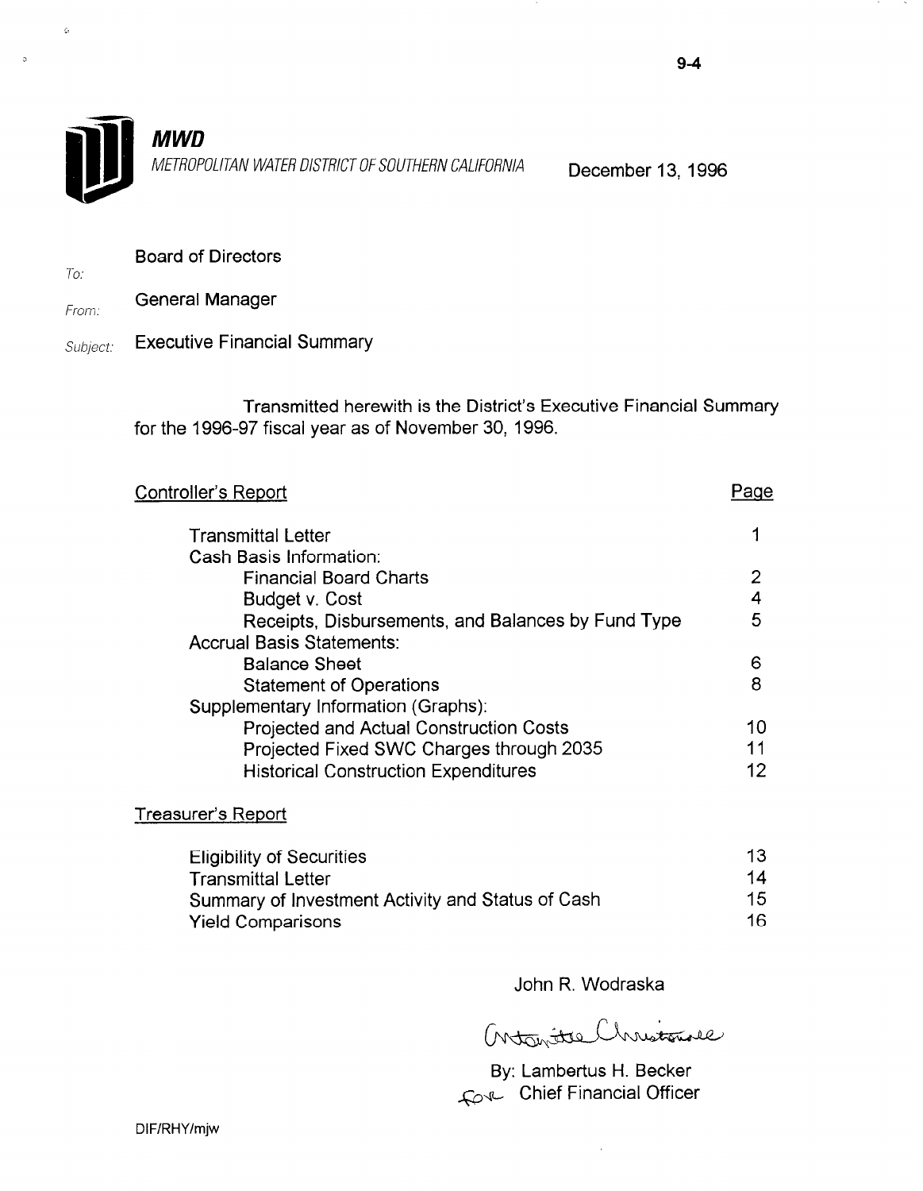9-4

**MWD**

*METROPOLITAN WATER DISTRICT OF SOUTHERN CALIFORNIA*

December 13, 1996

*To:* Board of Directors

*From:* General Manager

*Subject:* Executive Financial Summary

Transmitted herewith is the District's Executive Financial Summary for the 1996-97 fiscal year as of November 30, 1996.

| Controller's Report | Page |
|---|---|
| Transmittal Letter | 1 |
| Cash Basis Information: | |
| Financial Board Charts | 2 |
| Budget v. Cost | 4 |
| Receipts, Disbursements, and Balances by Fund Type | 5 |
| Accrual Basis Statements: | |
| Balance Sheet | 6 |
| Statement of Operations | 8 |
| Supplementary Information (Graphs): | |
| Projected and Actual Construction Costs | 10 |
| Projected Fixed SWC Charges through 2035 | 11 |
| Historical Construction Expenditures | 12 |

| Treasurer's Report | |
|---|---|
| Eligibility of Securities | 13 |
| Transmittal Letter | 14 |
| Summary of Investment Activity and Status of Cash | 15 |
| Yield Comparisons | 16 |

John R. Wodraska

Antonette Christovale

By: Lambertus H. Becker
for Chief Financial Officer

DIF/RHY/mjw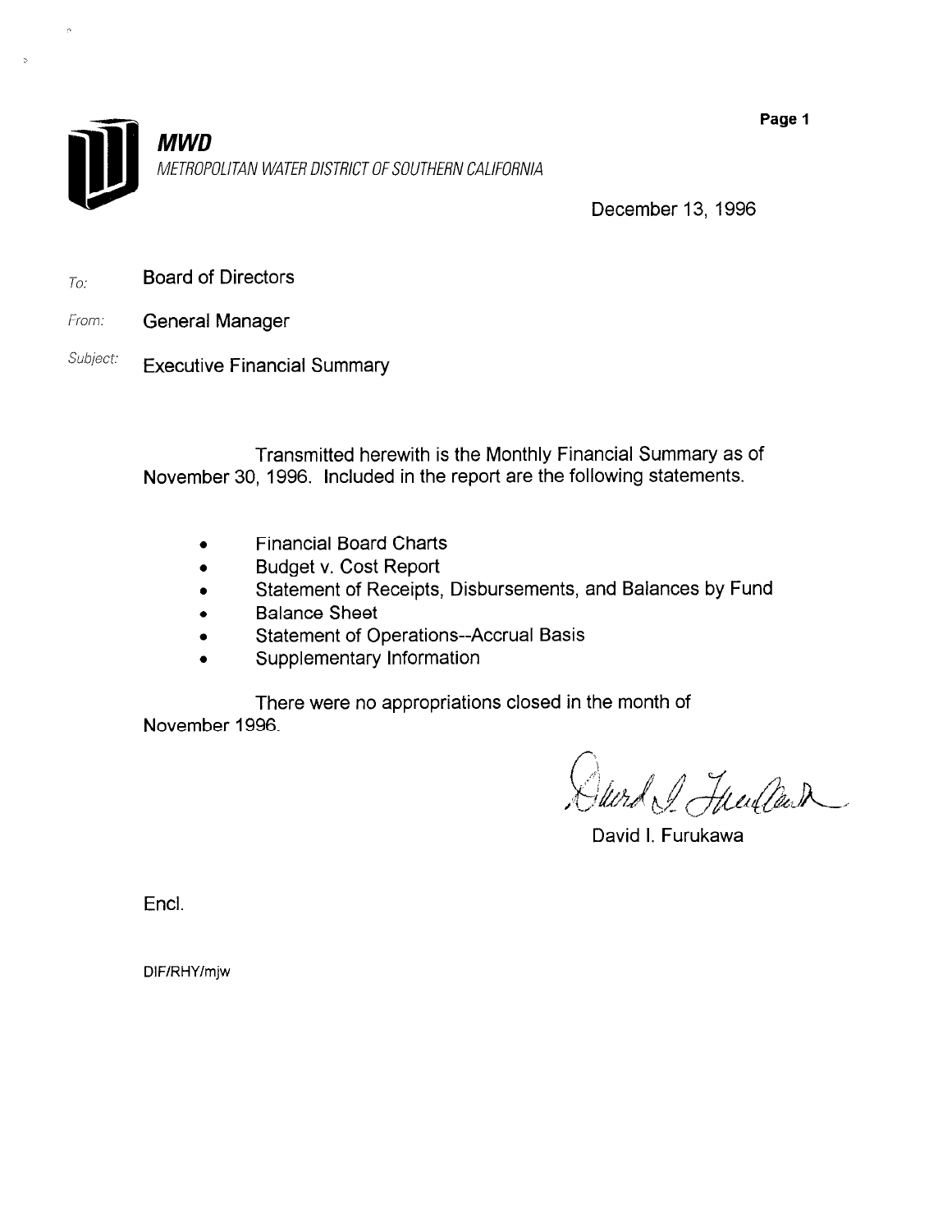**MWD**

*METROPOLITAN WATER DISTRICT OF SOUTHERN CALIFORNIA*

December 13, 1996

*To:* Board of Directors

*From:* General Manager

*Subject:* Executive Financial Summary

Transmitted herewith is the Monthly Financial Summary as of November 30, 1996. Included in the report are the following statements.

- Financial Board Charts
- Budget v. Cost Report
- Statement of Receipts, Disbursements, and Balances by Fund
- Balance Sheet
- Statement of Operations--Accrual Basis
- Supplementary Information

There were no appropriations closed in the month of November 1996.

David I. Furukawa

Encl.

DIF/RHY/mjw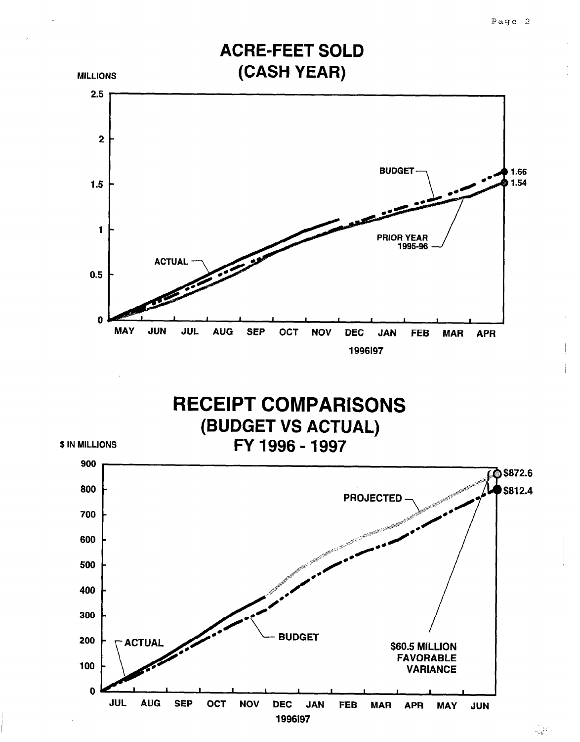# ACRE-FEET SOLD (CASH YEAR)

MILLIONS

BUDGET

1.66

1.54

PRIOR YEAR 1995-96

ACTUAL

MAY JUN JUL AUG SEP OCT NOV DEC JAN FEB MAR APR

1996/97

# RECEIPT COMPARISONS (BUDGET VS ACTUAL) FY 1996 - 1997

$ IN MILLIONS

$872.6

$812.4

PROJECTED

ACTUAL

BUDGET

$60.5 MILLION FAVORABLE VARIANCE

JUL AUG SEP OCT NOV DEC JAN FEB MAR APR MAY JUN

1996/97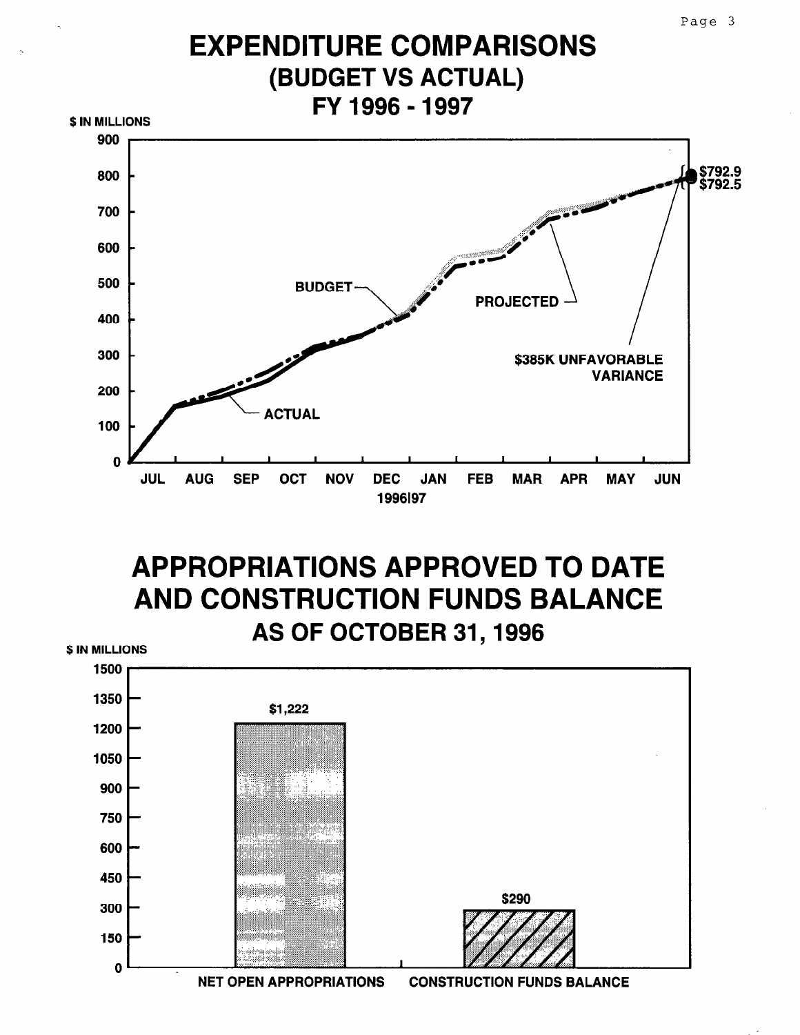# EXPENDITURE COMPARISONS
## (BUDGET VS ACTUAL)
## FY 1996 - 1997

$ IN MILLIONS

900
800
700
600
500
400
300
200
100
0

JUL AUG SEP OCT NOV DEC JAN FEB MAR APR MAY JUN

1996/97

BUDGET

PROJECTED

ACTUAL

$385K UNFAVORABLE VARIANCE

$792.9
$792.5

# APPROPRIATIONS APPROVED TO DATE AND CONSTRUCTION FUNDS BALANCE
## AS OF OCTOBER 31, 1996

$ IN MILLIONS

1500
1350
1200
1050
900
750
600
450
300
150
0

$1,222

$290

NET OPEN APPROPRIATIONS

CONSTRUCTION FUNDS BALANCE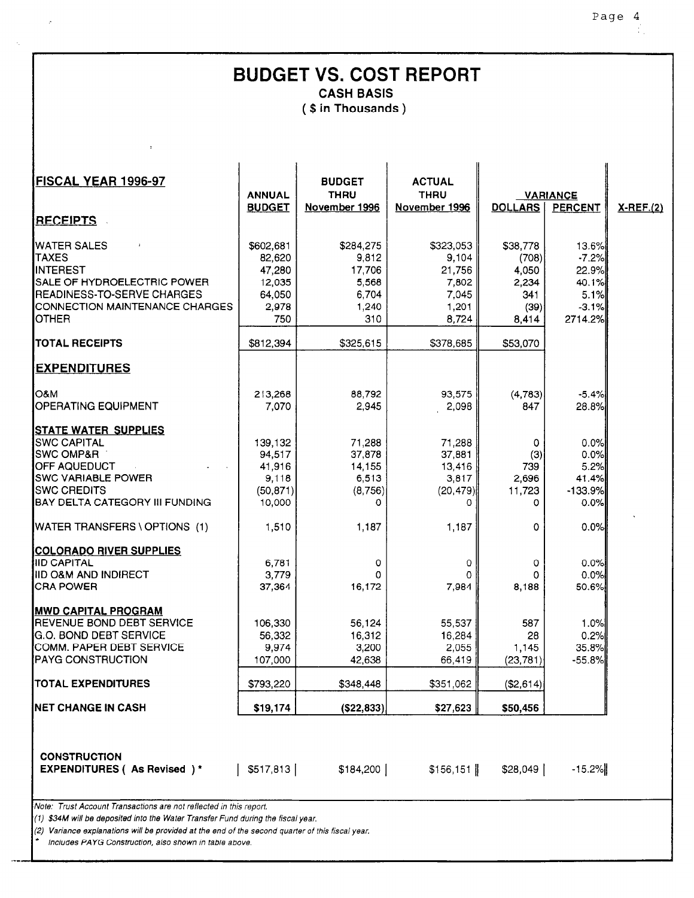# BUDGET VS. COST REPORT

**CASH BASIS**

**( $ in Thousands )**

| FISCAL YEAR 1996-97 | ANNUAL BUDGET | BUDGET THRU November 1996 | ACTUAL THRU November 1996 | VARIANCE DOLLARS | VARIANCE PERCENT | X-REF.(2) |
|---|---|---|---|---|---|---|
| **RECEIPTS** | | | | | | |
| WATER SALES | $602,681 | $284,275 | $323,053 | $38,778 | 13.6% | |
| TAXES | 82,620 | 9,812 | 9,104 | (708) | -7.2% | |
| INTEREST | 47,280 | 17,706 | 21,756 | 4,050 | 22.9% | |
| SALE OF HYDROELECTRIC POWER | 12,035 | 5,568 | 7,802 | 2,234 | 40.1% | |
| READINESS-TO-SERVE CHARGES | 64,050 | 6,704 | 7,045 | 341 | 5.1% | |
| CONNECTION MAINTENANCE CHARGES | 2,978 | 1,240 | 1,201 | (39) | -3.1% | |
| OTHER | 750 | 310 | 8,724 | 8,414 | 2714.2% | |
| **TOTAL RECEIPTS** | $812,394 | $325,615 | $378,685 | $53,070 | | |
| **EXPENDITURES** | | | | | | |
| O&M | 213,268 | 88,792 | 93,575 | (4,783) | -5.4% | |
| OPERATING EQUIPMENT | 7,070 | 2,945 | 2,098 | 847 | 28.8% | |
| **STATE WATER SUPPLIES** | | | | | | |
| SWC CAPITAL | 139,132 | 71,288 | 71,288 | 0 | 0.0% | |
| SWC OMP&R | 94,517 | 37,878 | 37,881 | (3) | 0.0% | |
| OFF AQUEDUCT | 41,916 | 14,155 | 13,416 | 739 | 5.2% | |
| SWC VARIABLE POWER | 9,118 | 6,513 | 3,817 | 2,696 | 41.4% | |
| SWC CREDITS | (50,871) | (8,756) | (20,479) | 11,723 | -133.9% | |
| BAY DELTA CATEGORY III FUNDING | 10,000 | 0 | 0 | 0 | 0.0% | |
| WATER TRANSFERS \ OPTIONS (1) | 1,510 | 1,187 | 1,187 | 0 | 0.0% | |
| **COLORADO RIVER SUPPLIES** | | | | | | |
| IID CAPITAL | 6,781 | 0 | 0 | 0 | 0.0% | |
| IID O&M AND INDIRECT | 3,779 | 0 | 0 | 0 | 0.0% | |
| CRA POWER | 37,364 | 16,172 | 7,984 | 8,188 | 50.6% | |
| **MWD CAPITAL PROGRAM** | | | | | | |
| REVENUE BOND DEBT SERVICE | 106,330 | 56,124 | 55,537 | 587 | 1.0% | |
| G.O. BOND DEBT SERVICE | 56,332 | 16,312 | 16,284 | 28 | 0.2% | |
| COMM. PAPER DEBT SERVICE | 9,974 | 3,200 | 2,055 | 1,145 | 35.8% | |
| PAYG CONSTRUCTION | 107,000 | 42,638 | 66,419 | (23,781) | -55.8% | |
| **TOTAL EXPENDITURES** | $793,220 | $348,448 | $351,062 | ($2,614) | | |
| **NET CHANGE IN CASH** | $19,174 | ($22,833) | $27,623 | $50,456 | | |
| **CONSTRUCTION EXPENDITURES ( As Revised ) *** | $517,813 | $184,200 | $156,151 | $28,049 | -15.2% | |

*Note: Trust Account Transactions are not reflected in this report.*

*(1) $34M will be deposited into the Water Transfer Fund during the fiscal year.*

*(2) Variance explanations will be provided at the end of the second quarter of this fiscal year.*

\* *Includes PAYG Construction, also shown in table above.*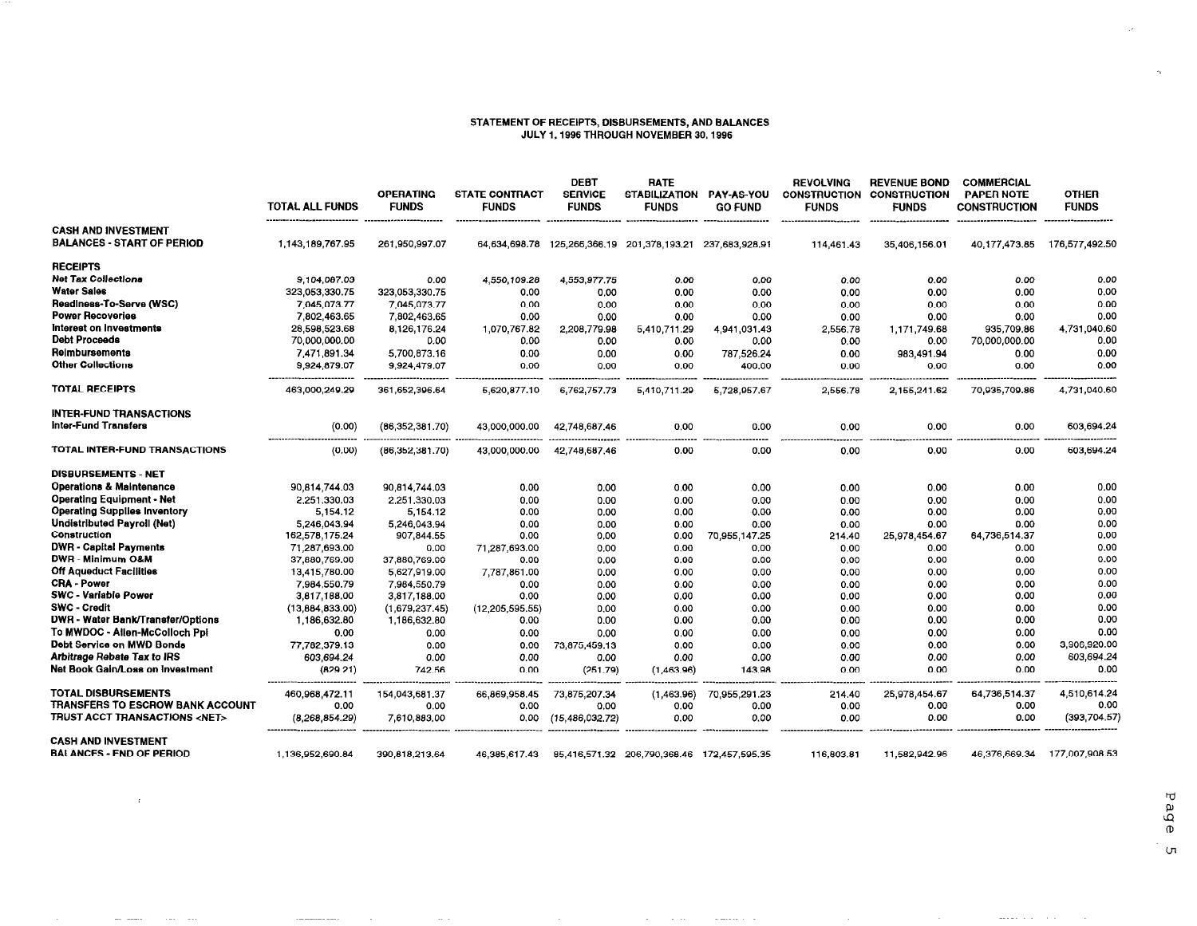## STATEMENT OF RECEIPTS, DISBURSEMENTS, AND BALANCES
## JULY 1, 1996 THROUGH NOVEMBER 30, 1996

| | TOTAL ALL FUNDS | OPERATING FUNDS | STATE CONTRACT FUNDS | DEBT SERVICE FUNDS | RATE STABILIZATION FUNDS | PAY-AS-YOU GO FUND | REVOLVING CONSTRUCTION FUNDS | REVENUE BOND CONSTRUCTION FUNDS | COMMERCIAL PAPER NOTE CONSTRUCTION | OTHER FUNDS |
|---|---|---|---|---|---|---|---|---|---|---|
| **CASH AND INVESTMENT BALANCES - START OF PERIOD** | 1,143,189,767.95 | 261,950,997.07 | 64,634,698.78 | 125,266,366.19 | 201,378,193.21 | 237,683,928.91 | 114,461.43 | 35,406,156.01 | 40,177,473.85 | 176,577,492.50 |
| **RECEIPTS** | | | | | | | | | | |
| **Net Tax Collections** | 9,104,087.03 | 0.00 | 4,550,109.28 | 4,553,977.75 | 0.00 | 0.00 | 0.00 | 0.00 | 0.00 | 0.00 |
| **Water Sales** | 323,053,330.75 | 323,053,330.75 | 0.00 | 0.00 | 0.00 | 0.00 | 0.00 | 0.00 | 0.00 | 0.00 |
| **Readiness-To-Serve (WSC)** | 7,045,073.77 | 7,045,073.77 | 0.00 | 0.00 | 0.00 | 0.00 | 0.00 | 0.00 | 0.00 | 0.00 |
| **Power Recoveries** | 7,802,463.65 | 7,802,463.65 | 0.00 | 0.00 | 0.00 | 0.00 | 0.00 | 0.00 | 0.00 | 0.00 |
| **Interest on Investments** | 28,598,523.68 | 8,126,176.24 | 1,070,767.82 | 2,208,779.98 | 5,410,711.29 | 4,941,031.43 | 2,556.78 | 1,171,749.68 | 935,709.86 | 4,731,040.60 |
| **Debt Proceeds** | 70,000,000.00 | 0.00 | 0.00 | 0.00 | 0.00 | 0.00 | 0.00 | 0.00 | 70,000,000.00 | 0.00 |
| **Reimbursements** | 7,471,891.34 | 5,700,873.16 | 0.00 | 0.00 | 0.00 | 787,526.24 | 0.00 | 983,491.94 | 0.00 | 0.00 |
| **Other Collections** | 9,924,879.07 | 9,924,479.07 | 0.00 | 0.00 | 0.00 | 400.00 | 0.00 | 0.00 | 0.00 | 0.00 |
| **TOTAL RECEIPTS** | 463,000,249.29 | 361,652,396.64 | 5,620,877.10 | 6,762,757.73 | 5,410,711.29 | 5,728,957.67 | 2,556.78 | 2,155,241.62 | 70,935,709.86 | 4,731,040.60 |
| **INTER-FUND TRANSACTIONS** | | | | | | | | | | |
| **Inter-Fund Transfers** | (0.00) | (86,352,381.70) | 43,000,000.00 | 42,748,687.46 | 0.00 | 0.00 | 0.00 | 0.00 | 0.00 | 603,694.24 |
| **TOTAL INTER-FUND TRANSACTIONS** | (0.00) | (86,352,381.70) | 43,000,000.00 | 42,748,687.46 | 0.00 | 0.00 | 0.00 | 0.00 | 0.00 | 603,694.24 |
| **DISBURSEMENTS - NET** | | | | | | | | | | |
| **Operations & Maintenance** | 90,814,744.03 | 90,814,744.03 | 0.00 | 0.00 | 0.00 | 0.00 | 0.00 | 0.00 | 0.00 | 0.00 |
| **Operating Equipment - Net** | 2,251,330.03 | 2,251,330.03 | 0.00 | 0.00 | 0.00 | 0.00 | 0.00 | 0.00 | 0.00 | 0.00 |
| **Operating Supplies Inventory** | 5,154.12 | 5,154.12 | 0.00 | 0.00 | 0.00 | 0.00 | 0.00 | 0.00 | 0.00 | 0.00 |
| **Undistributed Payroll (Net)** | 5,246,043.94 | 5,246,043.94 | 0.00 | 0.00 | 0.00 | 0.00 | 0.00 | 0.00 | 0.00 | 0.00 |
| **Construction** | 162,578,175.24 | 907,844.55 | 0.00 | 0.00 | 0.00 | 70,955,147.25 | 214.40 | 25,978,454.67 | 64,736,514.37 | 0.00 |
| **DWR - Capital Payments** | 71,287,693.00 | 0.00 | 71,287,693.00 | 0.00 | 0.00 | 0.00 | 0.00 | 0.00 | 0.00 | 0.00 |
| **DWR - Minimum O&M** | 37,880,769.00 | 37,880,769.00 | 0.00 | 0.00 | 0.00 | 0.00 | 0.00 | 0.00 | 0.00 | 0.00 |
| **Off Aqueduct Facilities** | 13,415,780.00 | 5,627,919.00 | 7,787,861.00 | 0.00 | 0.00 | 0.00 | 0.00 | 0.00 | 0.00 | 0.00 |
| **CRA - Power** | 7,984,550.79 | 7,984,550.79 | 0.00 | 0.00 | 0.00 | 0.00 | 0.00 | 0.00 | 0.00 | 0.00 |
| **SWC - Variable Power** | 3,817,188.00 | 3,817,188.00 | 0.00 | 0.00 | 0.00 | 0.00 | 0.00 | 0.00 | 0.00 | 0.00 |
| **SWC - Credit** | (13,884,833.00) | (1,679,237.45) | (12,205,595.55) | 0.00 | 0.00 | 0.00 | 0.00 | 0.00 | 0.00 | 0.00 |
| **DWR - Water Bank/Transfer/Options** | 1,186,632.80 | 1,186,632.80 | 0.00 | 0.00 | 0.00 | 0.00 | 0.00 | 0.00 | 0.00 | 0.00 |
| **To MWDOC - Allen-McColloch Ppl** | 0.00 | 0.00 | 0.00 | 0.00 | 0.00 | 0.00 | 0.00 | 0.00 | 0.00 | 0.00 |
| **Debt Service on MWD Bonds** | 77,782,379.13 | 0.00 | 0.00 | 73,875,459.13 | 0.00 | 0.00 | 0.00 | 0.00 | 0.00 | 3,906,920.00 |
| **Arbitrage Rebate Tax to IRS** | 603,694.24 | 0.00 | 0.00 | 0.00 | 0.00 | 0.00 | 0.00 | 0.00 | 0.00 | 603,694.24 |
| **Net Book Gain/Loss on Investment** | (829.21) | 742.56 | 0.00 | (251.79) | (1,463.96) | 143.98 | 0.00 | 0.00 | 0.00 | 0.00 |
| **TOTAL DISBURSEMENTS** | 460,968,472.11 | 154,043,681.37 | 66,869,958.45 | 73,875,207.34 | (1,463.96) | 70,955,291.23 | 214.40 | 25,978,454.67 | 64,736,514.37 | 4,510,614.24 |
| **TRANSFERS TO ESCROW BANK ACCOUNT** | 0.00 | 0.00 | 0.00 | 0.00 | 0.00 | 0.00 | 0.00 | 0.00 | 0.00 | 0.00 |
| **TRUST ACCT TRANSACTIONS <NET>** | (8,268,854.29) | 7,610,883.00 | 0.00 | (15,486,032.72) | 0.00 | 0.00 | 0.00 | 0.00 | 0.00 | (393,704.57) |
| **CASH AND INVESTMENT BALANCES - END OF PERIOD** | 1,136,952,690.84 | 390,818,213.64 | 46,385,617.43 | 85,416,571.32 | 206,790,368.46 | 172,457,595.35 | 116,803.81 | 11,582,942.96 | 46,376,669.34 | 177,007,908.53 |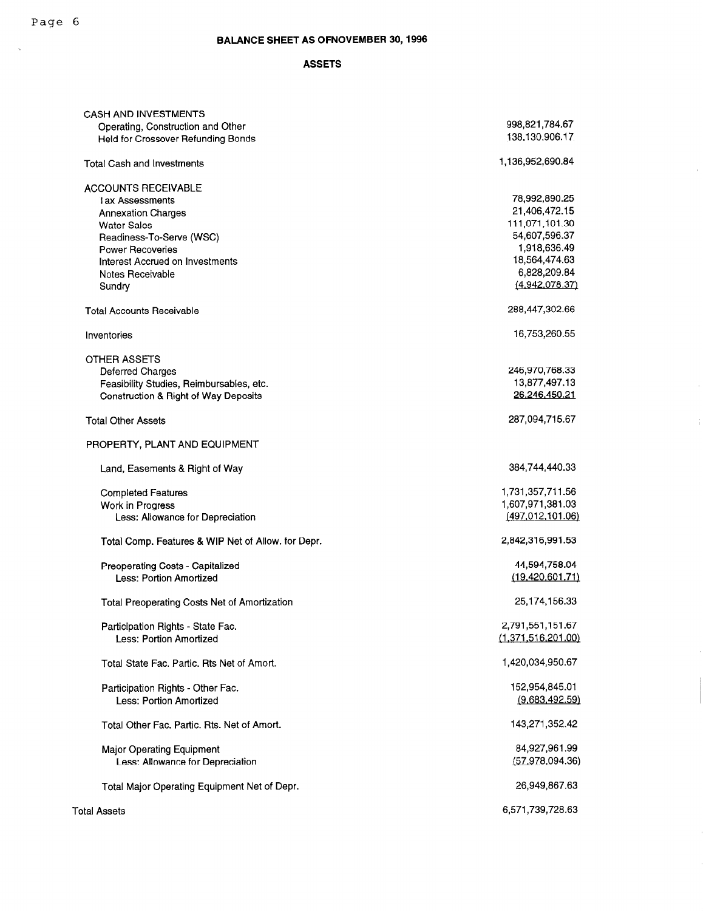## BALANCE SHEET AS OFNOVEMBER 30, 1996

### ASSETS

| | |
|---|---|
| **CASH AND INVESTMENTS** | |
| Operating, Construction and Other | 998,821,784.67 |
| Held for Crossover Refunding Bonds | 138,130,906.17 |
| Total Cash and Investments | 1,136,952,690.84 |
| **ACCOUNTS RECEIVABLE** | |
| Tax Assessments | 78,992,890.25 |
| Annexation Charges | 21,406,472.15 |
| Water Sales | 111,071,101.30 |
| Readiness-To-Serve (WSC) | 54,607,596.37 |
| Power Recoveries | 1,918,636.49 |
| Interest Accrued on Investments | 18,564,474.63 |
| Notes Receivable | 6,828,209.84 |
| Sundry | (4,942,078.37) |
| Total Accounts Receivable | 288,447,302.66 |
| Inventories | 16,753,260.55 |
| **OTHER ASSETS** | |
| Deferred Charges | 246,970,768.33 |
| Feasibility Studies, Reimbursables, etc. | 13,877,497.13 |
| Construction & Right of Way Deposits | 26,246,450.21 |
| Total Other Assets | 287,094,715.67 |
| **PROPERTY, PLANT AND EQUIPMENT** | |
| Land, Easements & Right of Way | 384,744,440.33 |
| Completed Features | 1,731,357,711.56 |
| Work in Progress | 1,607,971,381.03 |
| Less: Allowance for Depreciation | (497,012,101.06) |
| Total Comp. Features & WIP Net of Allow. for Depr. | 2,842,316,991.53 |
| Preoperating Costs - Capitalized | 44,594,758.04 |
| Less: Portion Amortized | (19,420,601.71) |
| Total Preoperating Costs Net of Amortization | 25,174,156.33 |
| Participation Rights - State Fac. | 2,791,551,151.67 |
| Less: Portion Amortized | (1,371,516,201.00) |
| Total State Fac. Partic. Rts Net of Amort. | 1,420,034,950.67 |
| Participation Rights - Other Fac. | 152,954,845.01 |
| Less: Portion Amortized | (9,683,492.59) |
| Total Other Fac. Partic. Rts. Net of Amort. | 143,271,352.42 |
| Major Operating Equipment | 84,927,961.99 |
| Less: Allowance for Depreciation | (57,978,094.36) |
| Total Major Operating Equipment Net of Depr. | 26,949,867.63 |
| Total Assets | 6,571,739,728.63 |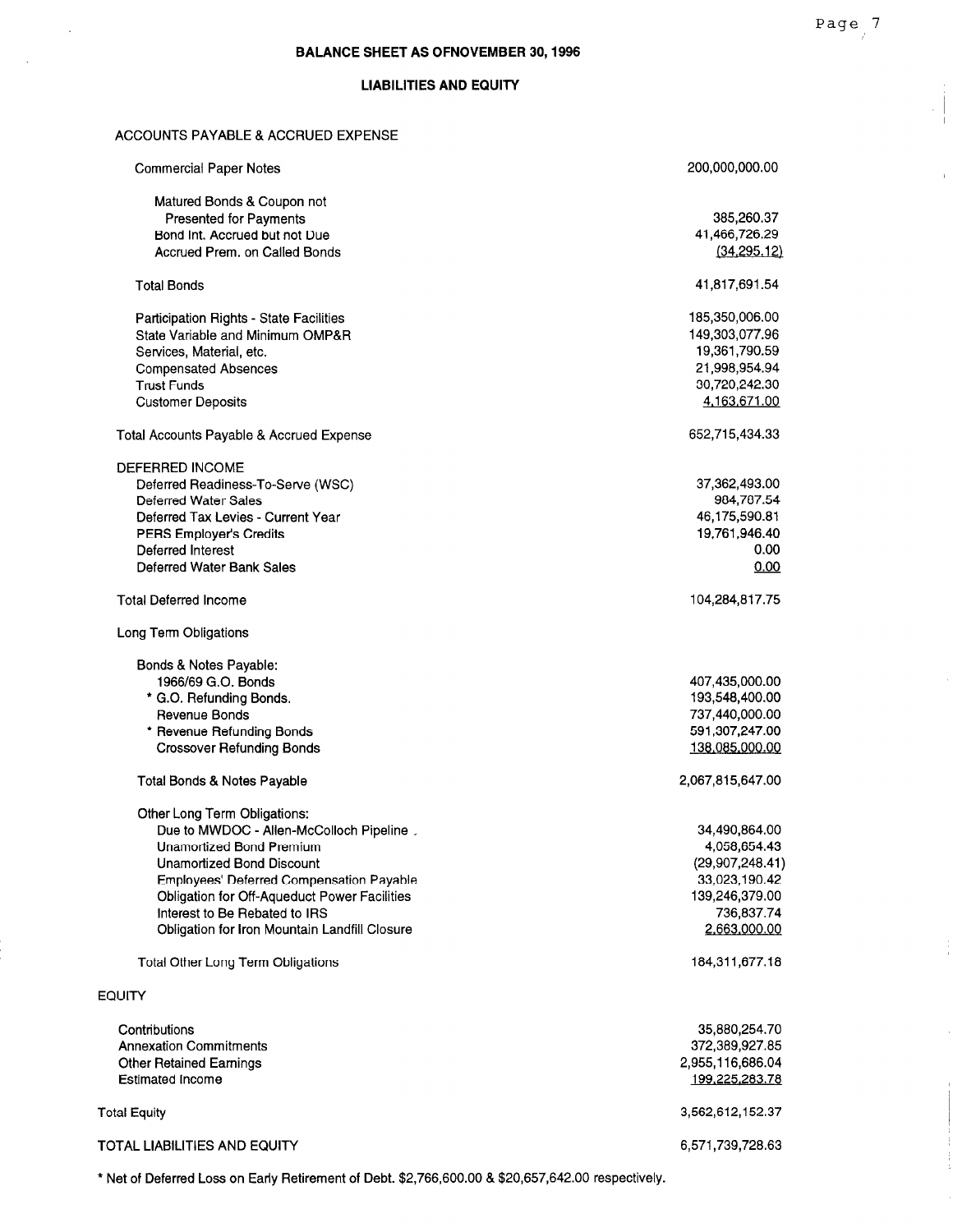## BALANCE SHEET AS OFNOVEMBER 30, 1996

### LIABILITIES AND EQUITY

| | |
|---|---|
| **ACCOUNTS PAYABLE & ACCRUED EXPENSE** | |
| Commercial Paper Notes | 200,000,000.00 |
| Matured Bonds & Coupon not Presented for Payments | 385,260.37 |
| Bond Int. Accrued but not Due | 41,466,726.29 |
| Accrued Prem. on Called Bonds | (34,295.12) |
| Total Bonds | 41,817,691.54 |
| Participation Rights - State Facilities | 185,350,006.00 |
| State Variable and Minimum OMP&R | 149,303,077.96 |
| Services, Material, etc. | 19,361,790.59 |
| Compensated Absences | 21,998,954.94 |
| Trust Funds | 30,720,242.30 |
| Customer Deposits | 4,163,671.00 |
| Total Accounts Payable & Accrued Expense | 652,715,434.33 |
| **DEFERRED INCOME** | |
| Deferred Readiness-To-Serve (WSC) | 37,362,493.00 |
| Deferred Water Sales | 984,787.54 |
| Deferred Tax Levies - Current Year | 46,175,590.81 |
| PERS Employer's Credits | 19,761,946.40 |
| Deferred Interest | 0.00 |
| Deferred Water Bank Sales | 0.00 |
| Total Deferred Income | 104,284,817.75 |
| **Long Term Obligations** | |
| Bonds & Notes Payable: | |
| 1966/69 G.O. Bonds | 407,435,000.00 |
| * G.O. Refunding Bonds. | 193,548,400.00 |
| Revenue Bonds | 737,440,000.00 |
| * Revenue Refunding Bonds | 591,307,247.00 |
| Crossover Refunding Bonds | 138,085,000.00 |
| Total Bonds & Notes Payable | 2,067,815,647.00 |
| Other Long Term Obligations: | |
| Due to MWDOC - Allen-McColloch Pipeline | 34,490,864.00 |
| Unamortized Bond Premium | 4,058,654.43 |
| Unamortized Bond Discount | (29,907,248.41) |
| Employees' Deferred Compensation Payable | 33,023,190.42 |
| Obligation for Off-Aqueduct Power Facilities | 139,246,379.00 |
| Interest to Be Rebated to IRS | 736,837.74 |
| Obligation for Iron Mountain Landfill Closure | 2,663,000.00 |
| Total Other Long Term Obligations | 184,311,677.18 |
| **EQUITY** | |
| Contributions | 35,880,254.70 |
| Annexation Commitments | 372,389,927.85 |
| Other Retained Earnings | 2,955,116,686.04 |
| Estimated Income | 199,225,283.78 |
| Total Equity | 3,562,612,152.37 |
| **TOTAL LIABILITIES AND EQUITY** | 6,571,739,728.63 |

* Net of Deferred Loss on Early Retirement of Debt. $2,766,600.00 & $20,657,642.00 respectively.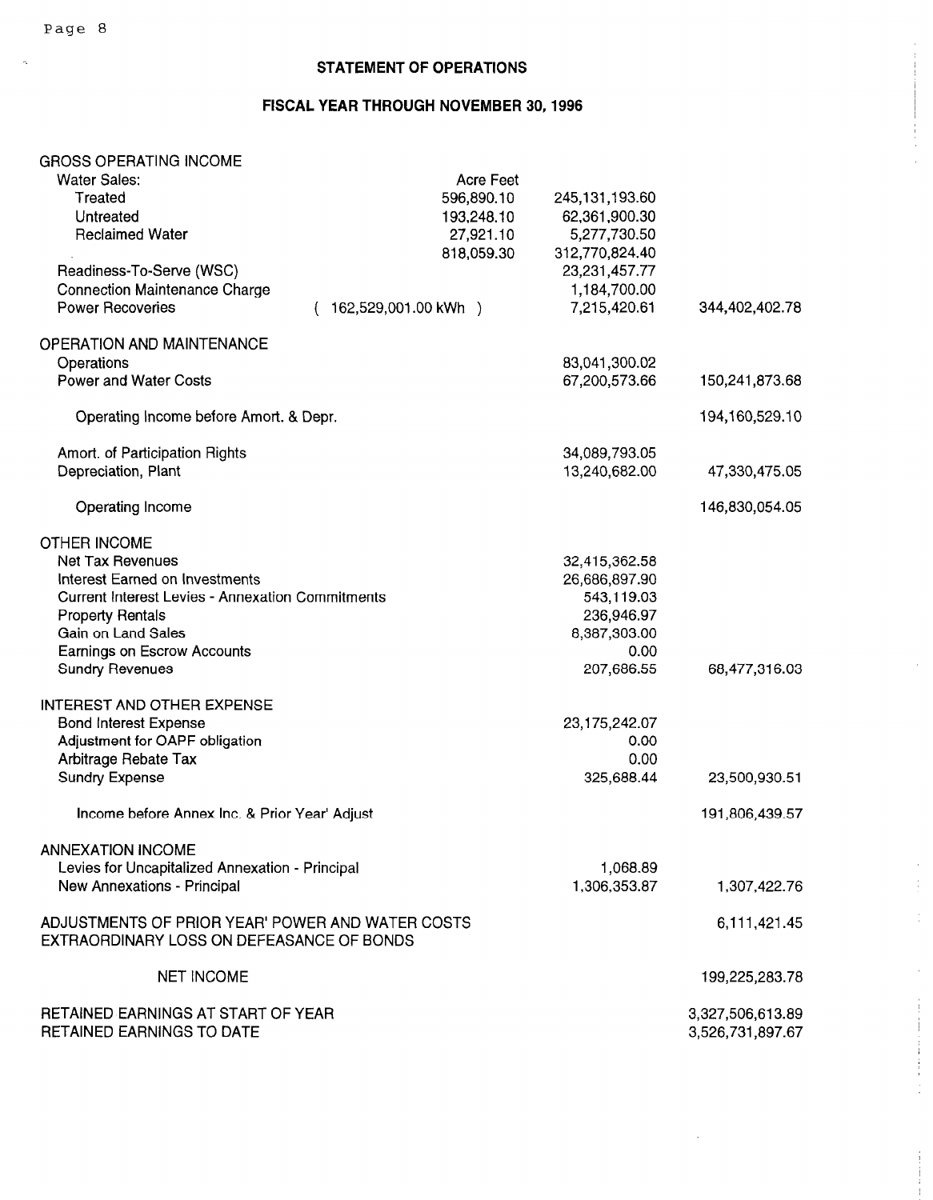## STATEMENT OF OPERATIONS

### FISCAL YEAR THROUGH NOVEMBER 30, 1996

| | | | |
|---|---|---|---|
| GROSS OPERATING INCOME | | | |
| Water Sales: | Acre Feet | | |
| Treated | 596,890.10 | 245,131,193.60 | |
| Untreated | 193,248.10 | 62,361,900.30 | |
| Reclaimed Water | 27,921.10 | 5,277,730.50 | |
| | 818,059.30 | 312,770,824.40 | |
| Readiness-To-Serve (WSC) | | 23,231,457.77 | |
| Connection Maintenance Charge | | 1,184,700.00 | |
| Power Recoveries | ( 162,529,001.00 kWh ) | 7,215,420.61 | 344,402,402.78 |
| OPERATION AND MAINTENANCE | | | |
| Operations | | 83,041,300.02 | |
| Power and Water Costs | | 67,200,573.66 | 150,241,873.68 |
| Operating Income before Amort. & Depr. | | | 194,160,529.10 |
| Amort. of Participation Rights | | 34,089,793.05 | |
| Depreciation, Plant | | 13,240,682.00 | 47,330,475.05 |
| Operating Income | | | 146,830,054.05 |
| OTHER INCOME | | | |
| Net Tax Revenues | | 32,415,362.58 | |
| Interest Earned on Investments | | 26,686,897.90 | |
| Current Interest Levies - Annexation Commitments | | 543,119.03 | |
| Property Rentals | | 236,946.97 | |
| Gain on Land Sales | | 8,387,303.00 | |
| Earnings on Escrow Accounts | | 0.00 | |
| Sundry Revenues | | 207,686.55 | 68,477,316.03 |
| INTEREST AND OTHER EXPENSE | | | |
| Bond Interest Expense | | 23,175,242.07 | |
| Adjustment for OAPF obligation | | 0.00 | |
| Arbitrage Rebate Tax | | 0.00 | |
| Sundry Expense | | 325,688.44 | 23,500,930.51 |
| Income before Annex Inc. & Prior Year' Adjust | | | 191,806,439.57 |
| ANNEXATION INCOME | | | |
| Levies for Uncapitalized Annexation - Principal | | 1,068.89 | |
| New Annexations - Principal | | 1,306,353.87 | 1,307,422.76 |
| ADJUSTMENTS OF PRIOR YEAR' POWER AND WATER COSTS | | | 6,111,421.45 |
| EXTRAORDINARY LOSS ON DEFEASANCE OF BONDS | | | |
| NET INCOME | | | 199,225,283.78 |
| RETAINED EARNINGS AT START OF YEAR | | | 3,327,506,613.89 |
| RETAINED EARNINGS TO DATE | | | 3,526,731,897.67 |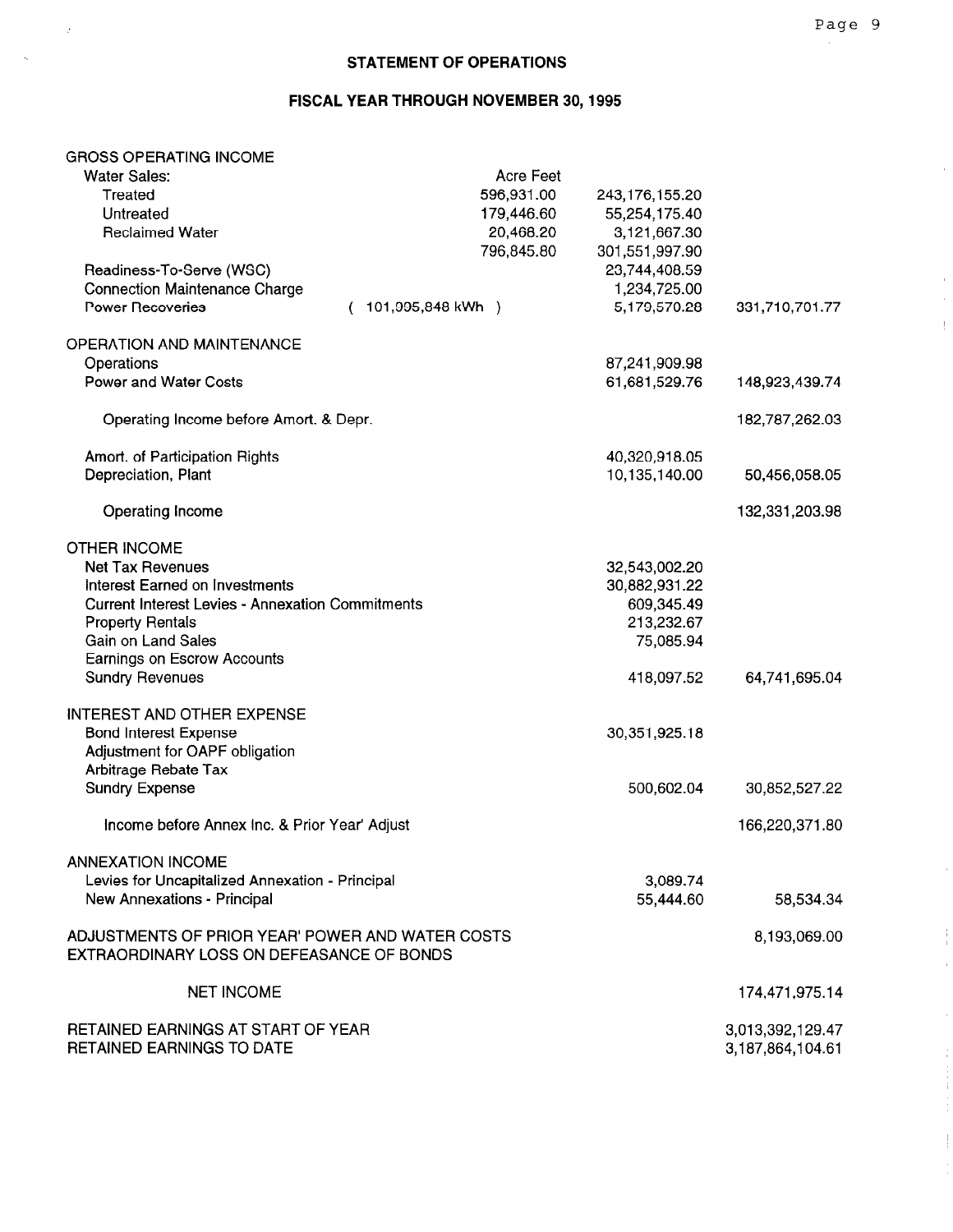## STATEMENT OF OPERATIONS

### FISCAL YEAR THROUGH NOVEMBER 30, 1995

| | | | |
|---|---|---|---|
| GROSS OPERATING INCOME | | | |
| Water Sales: | Acre Feet | | |
| Treated | 596,931.00 | 243,176,155.20 | |
| Untreated | 179,446.60 | 55,254,175.40 | |
| Reclaimed Water | 20,468.20 | 3,121,667.30 | |
| | 796,845.80 | 301,551,997.90 | |
| Readiness-To-Serve (WSC) | | 23,744,408.59 | |
| Connection Maintenance Charge | | 1,234,725.00 | |
| Power Recoveries | ( 101,995,848 kWh ) | 5,179,570.28 | 331,710,701.77 |
| OPERATION AND MAINTENANCE | | | |
| Operations | | 87,241,909.98 | |
| Power and Water Costs | | 61,681,529.76 | 148,923,439.74 |
| Operating Income before Amort. & Depr. | | | 182,787,262.03 |
| Amort. of Participation Rights | | 40,320,918.05 | |
| Depreciation, Plant | | 10,135,140.00 | 50,456,058.05 |
| Operating Income | | | 132,331,203.98 |
| OTHER INCOME | | | |
| Net Tax Revenues | | 32,543,002.20 | |
| Interest Earned on Investments | | 30,882,931.22 | |
| Current Interest Levies - Annexation Commitments | | 609,345.49 | |
| Property Rentals | | 213,232.67 | |
| Gain on Land Sales | | 75,085.94 | |
| Earnings on Escrow Accounts | | | |
| Sundry Revenues | | 418,097.52 | 64,741,695.04 |
| INTEREST AND OTHER EXPENSE | | | |
| Bond Interest Expense | | 30,351,925.18 | |
| Adjustment for OAPF obligation | | | |
| Arbitrage Rebate Tax | | | |
| Sundry Expense | | 500,602.04 | 30,852,527.22 |
| Income before Annex Inc. & Prior Year' Adjust | | | 166,220,371.80 |
| ANNEXATION INCOME | | | |
| Levies for Uncapitalized Annexation - Principal | | 3,089.74 | |
| New Annexations - Principal | | 55,444.60 | 58,534.34 |
| ADJUSTMENTS OF PRIOR YEAR' POWER AND WATER COSTS | | | 8,193,069.00 |
| EXTRAORDINARY LOSS ON DEFEASANCE OF BONDS | | | |
| NET INCOME | | | 174,471,975.14 |
| RETAINED EARNINGS AT START OF YEAR | | | 3,013,392,129.47 |
| RETAINED EARNINGS TO DATE | | | 3,187,864,104.61 |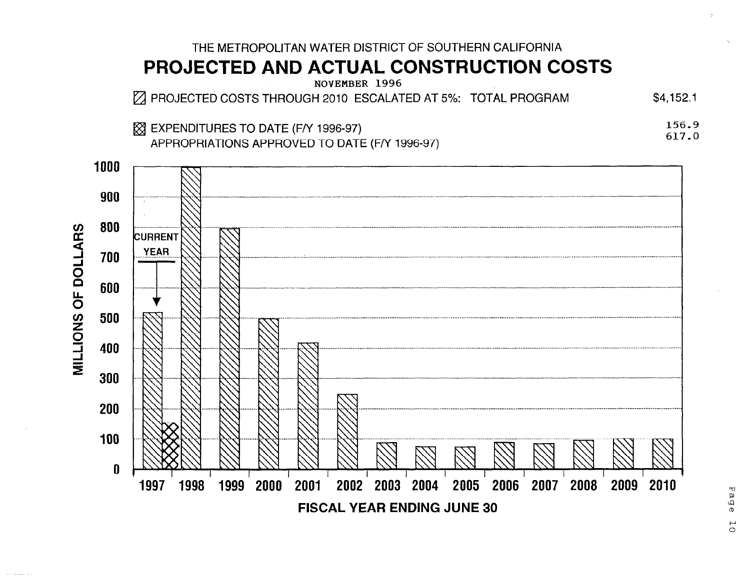THE METROPOLITAN WATER DISTRICT OF SOUTHERN CALIFORNIA

# PROJECTED AND ACTUAL CONSTRUCTION COSTS

NOVEMBER 1996

PROJECTED COSTS THROUGH 2010 ESCALATED AT 5%: TOTAL PROGRAM $4,152.1

EXPENDITURES TO DATE (F/Y 1996-97) 156.9

APPROPRIATIONS APPROVED TO DATE (F/Y 1996-97) 617.0

MILLIONS OF DOLLARS

1000
900
800
700
600
500
400
300
200
100
0

CURRENT YEAR

1997 1998 1999 2000 2001 2002 2003 2004 2005 2006 2007 2008 2009 2010

FISCAL YEAR ENDING JUNE 30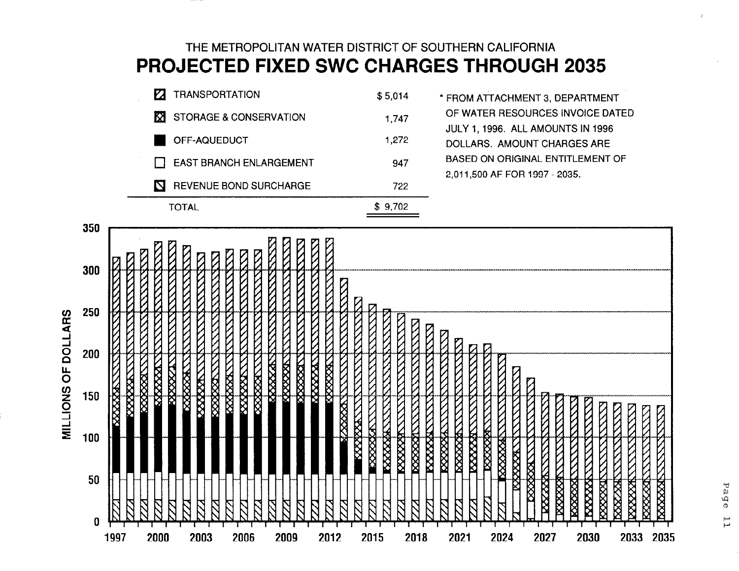THE METROPOLITAN WATER DISTRICT OF SOUTHERN CALIFORNIA

# PROJECTED FIXED SWC CHARGES THROUGH 2035

| | |
|---|---|
| TRANSPORTATION | $ 5,014 |
| STORAGE & CONSERVATION | 1,747 |
| OFF-AQUEDUCT | 1,272 |
| EAST BRANCH ENLARGEMENT | 947 |
| REVENUE BOND SURCHARGE | 722 |
| TOTAL | $ 9,702 |

* FROM ATTACHMENT 3, DEPARTMENT OF WATER RESOURCES INVOICE DATED JULY 1, 1996. ALL AMOUNTS IN 1996 DOLLARS. AMOUNT CHARGES ARE BASED ON ORIGINAL ENTITLEMENT OF 2,011,500 AF FOR 1997 - 2035.

MILLIONS OF DOLLARS

350
300
250
200
150
100
50
0

1997 2000 2003 2006 2009 2012 2015 2018 2021 2024 2027 2030 2033 2035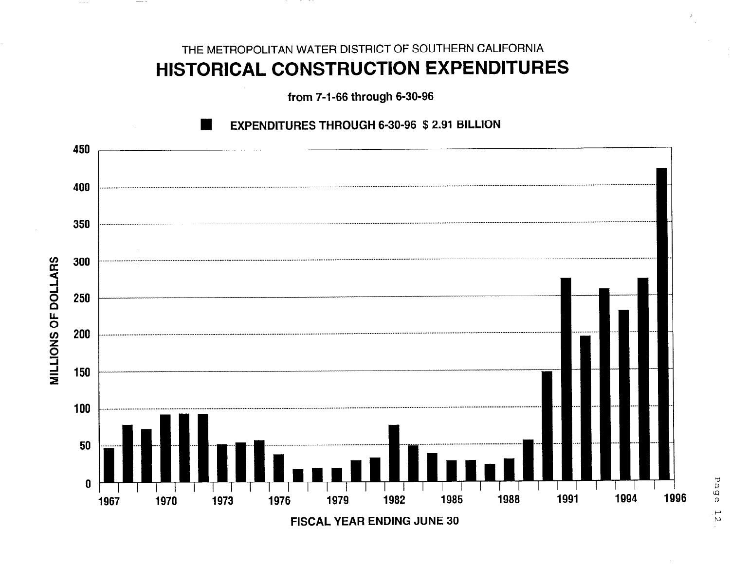THE METROPOLITAN WATER DISTRICT OF SOUTHERN CALIFORNIA

# HISTORICAL CONSTRUCTION EXPENDITURES

**from 7-1-66 through 6-30-96**

**EXPENDITURES THROUGH 6-30-96 $ 2.91 BILLION**

MILLIONS OF DOLLARS

450
400
350
300
250
200
150
100
50
0

1967 1970 1973 1976 1979 1982 1985 1988 1991 1994 1996

FISCAL YEAR ENDING JUNE 30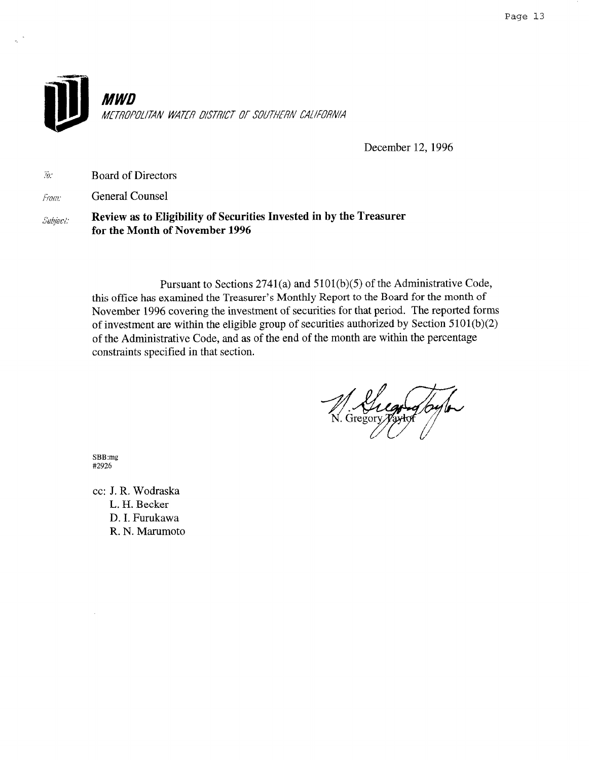**MWD**

*METROPOLITAN WATER DISTRICT OF SOUTHERN CALIFORNIA*

December 12, 1996

To: Board of Directors

From: General Counsel

Subject: **Review as to Eligibility of Securities Invested in by the Treasurer for the Month of November 1996**

Pursuant to Sections 2741(a) and 5101(b)(5) of the Administrative Code, this office has examined the Treasurer's Monthly Report to the Board for the month of November 1996 covering the investment of securities for that period. The reported forms of investment are within the eligible group of securities authorized by Section 5101(b)(2) of the Administrative Code, and as of the end of the month are within the percentage constraints specified in that section.

N. Gregory Taylor

SBB:mg
#2926

cc: J. R. Wodraska
L. H. Becker
D. I. Furukawa
R. N. Marumoto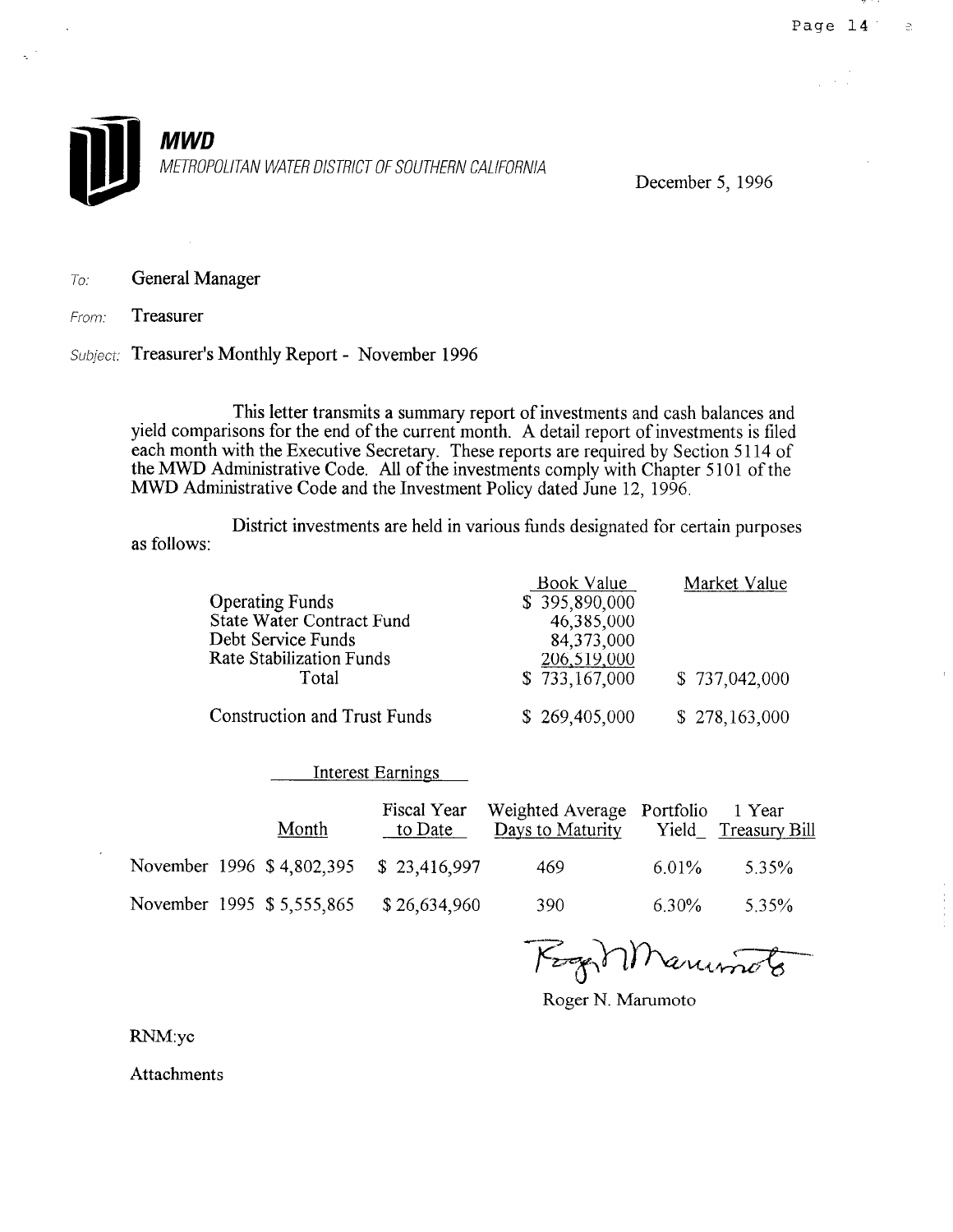**MWD**

*METROPOLITAN WATER DISTRICT OF SOUTHERN CALIFORNIA*

December 5, 1996

*To:* General Manager

*From:* Treasurer

*Subject:* Treasurer's Monthly Report - November 1996

This letter transmits a summary report of investments and cash balances and yield comparisons for the end of the current month. A detail report of investments is filed each month with the Executive Secretary. These reports are required by Section 5114 of the MWD Administrative Code. All of the investments comply with Chapter 5101 of the MWD Administrative Code and the Investment Policy dated June 12, 1996.

District investments are held in various funds designated for certain purposes as follows:

| | Book Value | Market Value |
|---|---|---|
| Operating Funds | $ 395,890,000 | |
| State Water Contract Fund | 46,385,000 | |
| Debt Service Funds | 84,373,000 | |
| Rate Stabilization Funds | 206,519,000 | |
| Total | $ 733,167,000 | $ 737,042,000 |
| Construction and Trust Funds | $ 269,405,000 | $ 278,163,000 |

| | Interest Earnings Month | Interest Earnings Fiscal Year to Date | Weighted Average Days to Maturity | Portfolio Yield | 1 Year Treasury Bill |
|---|---|---|---|---|---|
| November 1996 | $ 4,802,395 | $ 23,416,997 | 469 | 6.01% | 5.35% |
| November 1995 | $ 5,555,865 | $ 26,634,960 | 390 | 6.30% | 5.35% |

Roger N. Marumoto

RNM:yc

Attachments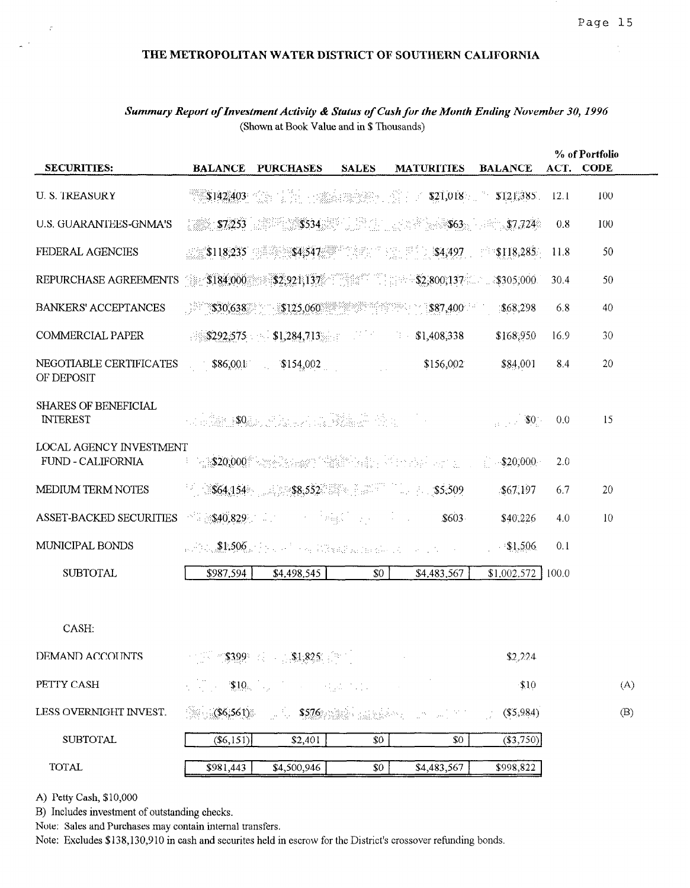## THE METROPOLITAN WATER DISTRICT OF SOUTHERN CALIFORNIA

***Summary Report of Investment Activity & Status of Cash for the Month Ending November 30, 1996***
(Shown at Book Value and in $ Thousands)

| SECURITIES: | BALANCE | PURCHASES | SALES | MATURITIES | BALANCE | % of Portfolio ACT. | % of Portfolio CODE | |
|---|---|---|---|---|---|---|---|---|
| U. S. TREASURY | $142,403 | | | $21,018 | $121,385 | 12.1 | 100 | |
| U.S. GUARANTEES-GNMA'S | $7,253 | $534 | | $63 | $7,724 | 0.8 | 100 | |
| FEDERAL AGENCIES | $118,235 | $4,547 | | $4,497 | $118,285 | 11.8 | 50 | |
| REPURCHASE AGREEMENTS | $184,000 | $2,921,137 | | $2,800,137 | $305,000 | 30.4 | 50 | |
| BANKERS' ACCEPTANCES | $30,638 | $125,060 | | $87,400 | $68,298 | 6.8 | 40 | |
| COMMERCIAL PAPER | $292,575 | $1,284,713 | | $1,408,338 | $168,950 | 16.9 | 30 | |
| NEGOTIABLE CERTIFICATES OF DEPOSIT | $86,001 | $154,002 | | $156,002 | $84,001 | 8.4 | 20 | |
| SHARES OF BENEFICIAL INTEREST | $0 | | | | $0 | 0.0 | 15 | |
| LOCAL AGENCY INVESTMENT FUND - CALIFORNIA | $20,000 | | | | $20,000 | 2.0 | | |
| MEDIUM TERM NOTES | $64,154 | $8,552 | | $5,509 | $67,197 | 6.7 | 20 | |
| ASSET-BACKED SECURITIES | $40,829 | | | $603 | $40,226 | 4.0 | 10 | |
| MUNICIPAL BONDS | $1,506 | | | | $1,506 | 0.1 | | |
| SUBTOTAL | $987,594 | $4,498,545 | $0 | $4,483,567 | $1,002,572 | 100.0 | | |
| | | | | | | | | |
| CASH: | | | | | | | | |
| DEMAND ACCOUNTS | $399 | $1,825 | | | $2,224 | | | |
| PETTY CASH | $10 | | | | $10 | | | (A) |
| LESS OVERNIGHT INVEST. | ($6,561) | $576 | | | ($5,984) | | | (B) |
| SUBTOTAL | ($6,151) | $2,401 | $0 | $0 | ($3,750) | | | |
| TOTAL | $981,443 | $4,500,946 | $0 | $4,483,567 | $998,822 | | | |

A) Petty Cash, $10,000

B) Includes investment of outstanding checks.

Note: Sales and Purchases may contain internal transfers.

Note: Excludes $138,130,910 in cash and securites held in escrow for the District's crossover refunding bonds.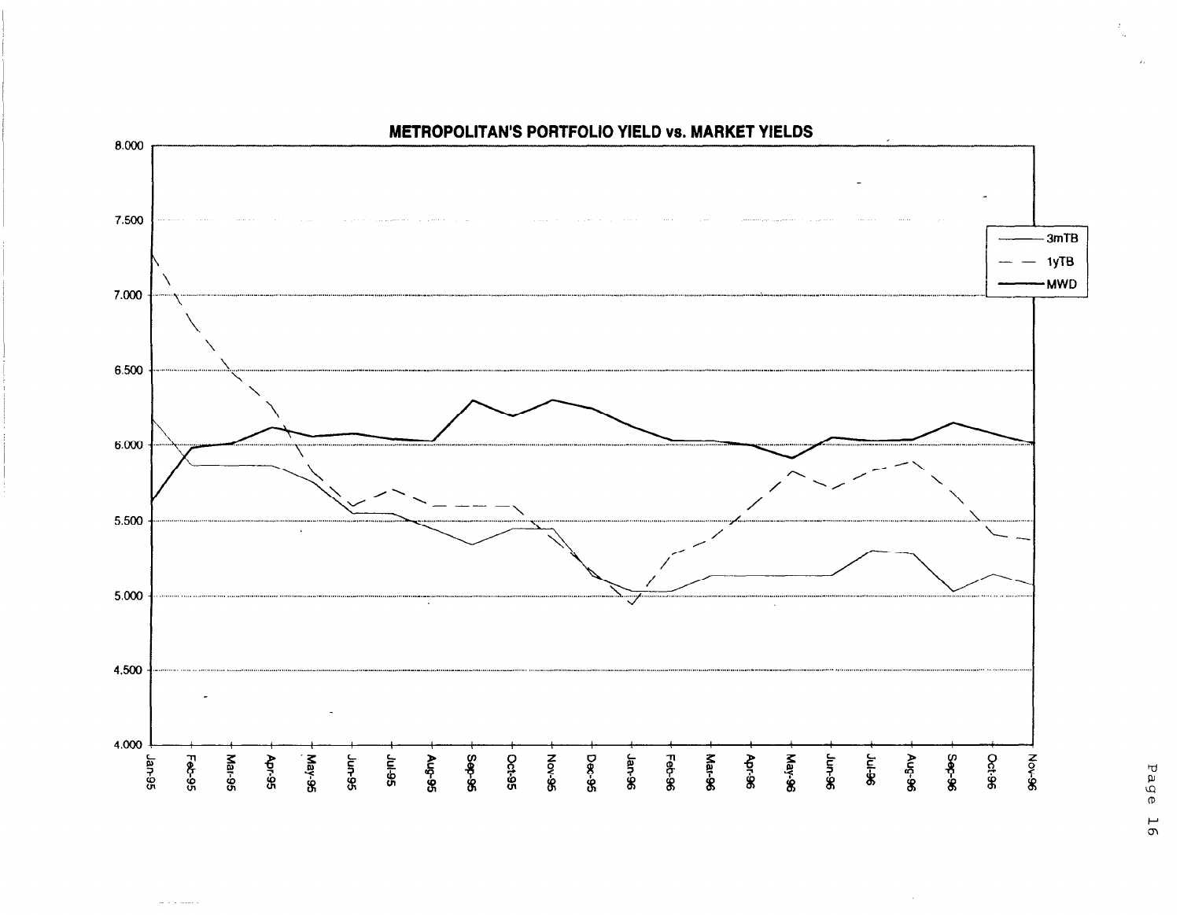**METROPOLITAN'S PORTFOLIO YIELD vs. MARKET YIELDS**

8.000
7.500
7.000
6.500
6.000
5.500
5.000
4.500
4.000

3mTB
1yTB
MWD

Jan-95
Feb-95
Mar-95
Apr-95
May-95
Jun-95
Jul-95
Aug-95
Sep-95
Oct-95
Nov-95
Dec-95
Jan-96
Feb-96
Mar-96
Apr-96
May-96
Jun-96
Jul-96
Aug-96
Sep-96
Oct-96
Nov-96